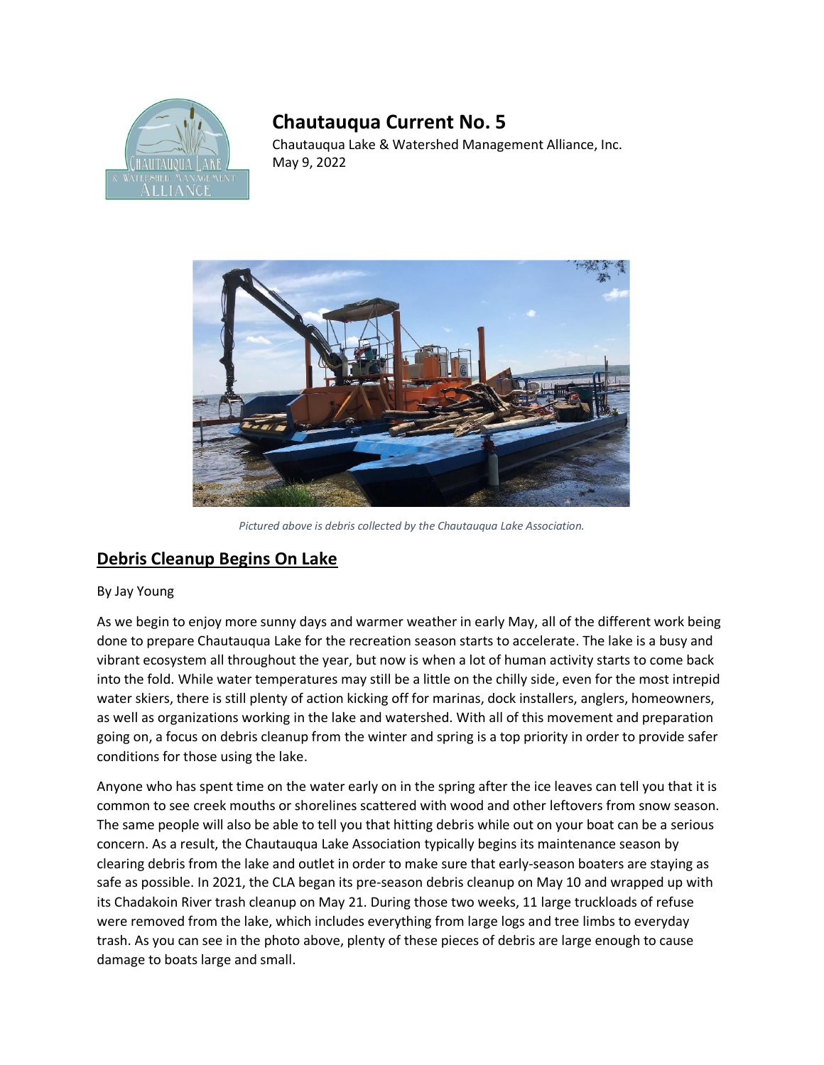# Chautauqua Current No. 5

Chautauqua Lake & Watershed Management Alliance, Inc.
May 9, 2022

*Pictured above is debris collected by the Chautauqua Lake Association.*

## Debris Cleanup Begins On Lake

By Jay Young

As we begin to enjoy more sunny days and warmer weather in early May, all of the different work being done to prepare Chautauqua Lake for the recreation season starts to accelerate. The lake is a busy and vibrant ecosystem all throughout the year, but now is when a lot of human activity starts to come back into the fold. While water temperatures may still be a little on the chilly side, even for the most intrepid water skiers, there is still plenty of action kicking off for marinas, dock installers, anglers, homeowners, as well as organizations working in the lake and watershed. With all of this movement and preparation going on, a focus on debris cleanup from the winter and spring is a top priority in order to provide safer conditions for those using the lake.

Anyone who has spent time on the water early on in the spring after the ice leaves can tell you that it is common to see creek mouths or shorelines scattered with wood and other leftovers from snow season. The same people will also be able to tell you that hitting debris while out on your boat can be a serious concern. As a result, the Chautauqua Lake Association typically begins its maintenance season by clearing debris from the lake and outlet in order to make sure that early-season boaters are staying as safe as possible. In 2021, the CLA began its pre-season debris cleanup on May 10 and wrapped up with its Chadakoin River trash cleanup on May 21. During those two weeks, 11 large truckloads of refuse were removed from the lake, which includes everything from large logs and tree limbs to everyday trash. As you can see in the photo above, plenty of these pieces of debris are large enough to cause damage to boats large and small.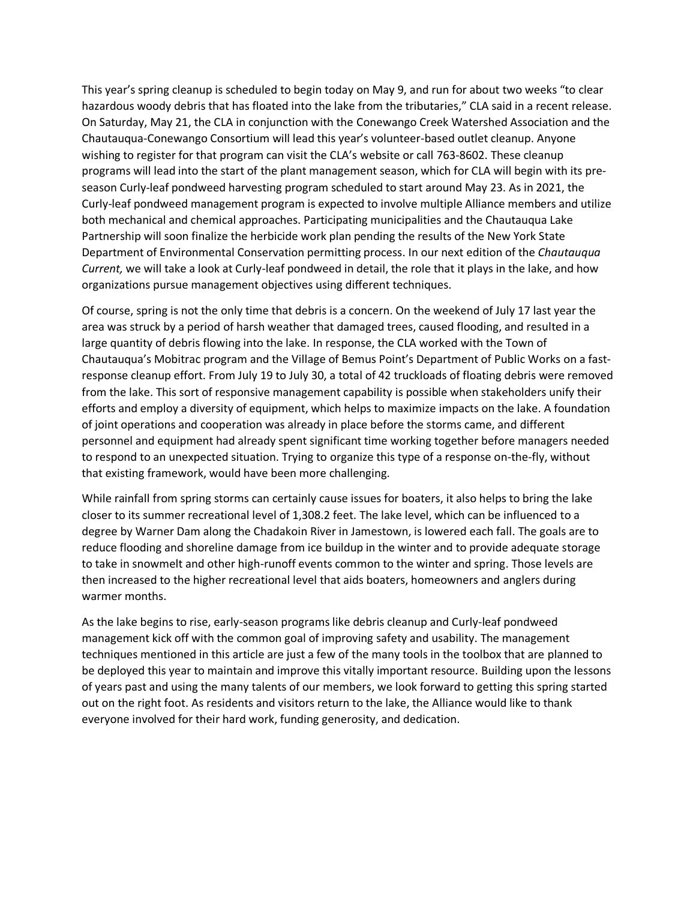This year's spring cleanup is scheduled to begin today on May 9, and run for about two weeks "to clear hazardous woody debris that has floated into the lake from the tributaries," CLA said in a recent release. On Saturday, May 21, the CLA in conjunction with the Conewango Creek Watershed Association and the Chautauqua-Conewango Consortium will lead this year's volunteer-based outlet cleanup. Anyone wishing to register for that program can visit the CLA's website or call 763-8602. These cleanup programs will lead into the start of the plant management season, which for CLA will begin with its pre-season Curly-leaf pondweed harvesting program scheduled to start around May 23. As in 2021, the Curly-leaf pondweed management program is expected to involve multiple Alliance members and utilize both mechanical and chemical approaches. Participating municipalities and the Chautauqua Lake Partnership will soon finalize the herbicide work plan pending the results of the New York State Department of Environmental Conservation permitting process. In our next edition of the *Chautauqua Current,* we will take a look at Curly-leaf pondweed in detail, the role that it plays in the lake, and how organizations pursue management objectives using different techniques.

Of course, spring is not the only time that debris is a concern. On the weekend of July 17 last year the area was struck by a period of harsh weather that damaged trees, caused flooding, and resulted in a large quantity of debris flowing into the lake. In response, the CLA worked with the Town of Chautauqua's Mobitrac program and the Village of Bemus Point's Department of Public Works on a fast-response cleanup effort. From July 19 to July 30, a total of 42 truckloads of floating debris were removed from the lake. This sort of responsive management capability is possible when stakeholders unify their efforts and employ a diversity of equipment, which helps to maximize impacts on the lake. A foundation of joint operations and cooperation was already in place before the storms came, and different personnel and equipment had already spent significant time working together before managers needed to respond to an unexpected situation. Trying to organize this type of a response on-the-fly, without that existing framework, would have been more challenging.

While rainfall from spring storms can certainly cause issues for boaters, it also helps to bring the lake closer to its summer recreational level of 1,308.2 feet. The lake level, which can be influenced to a degree by Warner Dam along the Chadakoin River in Jamestown, is lowered each fall. The goals are to reduce flooding and shoreline damage from ice buildup in the winter and to provide adequate storage to take in snowmelt and other high-runoff events common to the winter and spring. Those levels are then increased to the higher recreational level that aids boaters, homeowners and anglers during warmer months.

As the lake begins to rise, early-season programs like debris cleanup and Curly-leaf pondweed management kick off with the common goal of improving safety and usability. The management techniques mentioned in this article are just a few of the many tools in the toolbox that are planned to be deployed this year to maintain and improve this vitally important resource. Building upon the lessons of years past and using the many talents of our members, we look forward to getting this spring started out on the right foot. As residents and visitors return to the lake, the Alliance would like to thank everyone involved for their hard work, funding generosity, and dedication.